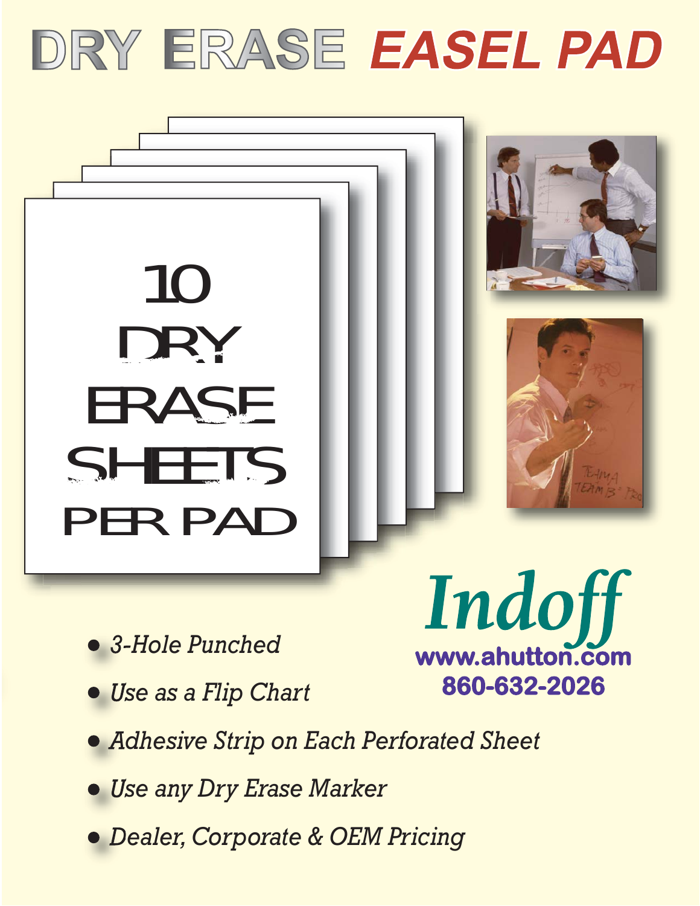# DRY ERASE EASEL PAD

10 DRY ERASE SHEETS PER PAD

**Indoff**

www.ahutton.com

860-632-2026

- *3-Hole Punched*
- *Use as a Flip Chart*
- *Adhesive Strip on Each Perforated Sheet*
- *Use any Dry Erase Marker*
- *Dealer, Corporate & OEM Pricing*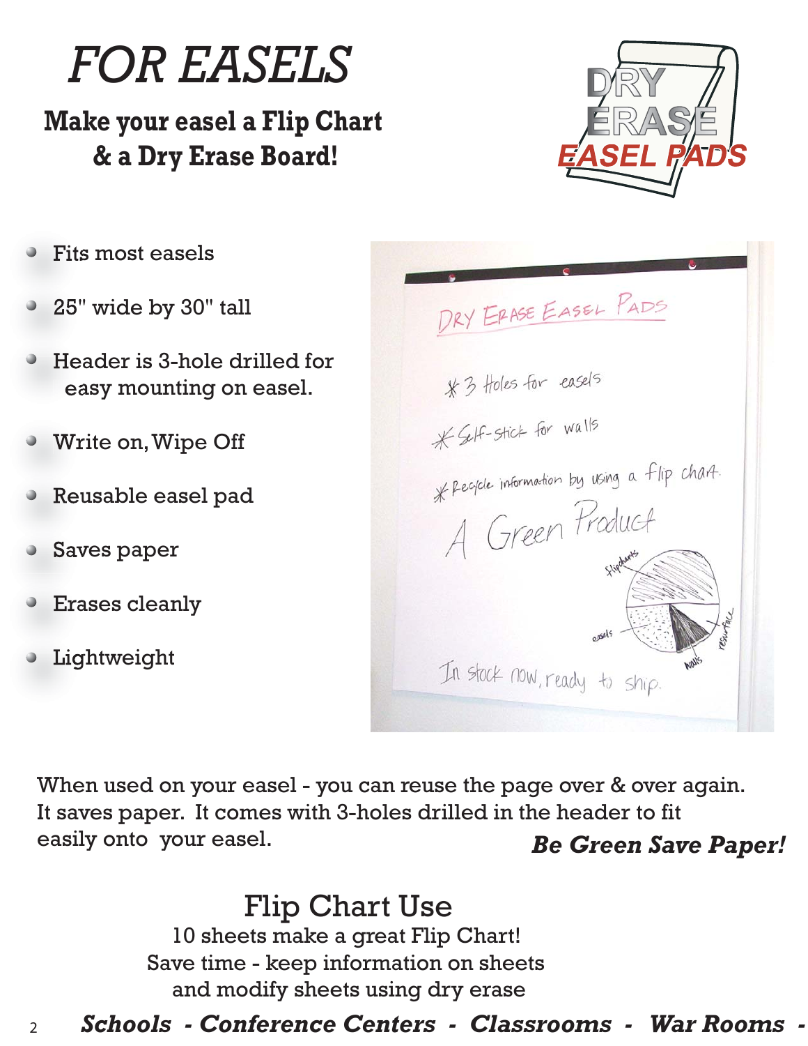# FOR EASELS

**Make your easel a Flip Chart & a Dry Erase Board!**

DRY ERASE EASEL PADS

- Fits most easels
- 25" wide by 30" tall
- Header is 3-hole drilled for easy mounting on easel.
- Write on, Wipe Off
- Reusable easel pad
- Saves paper
- Erases cleanly
- Lightweight

When used on your easel - you can reuse the page over & over again. It saves paper. It comes with 3-holes drilled in the header to fit easily onto your easel.

***Be Green Save Paper!***

## Flip Chart Use

10 sheets make a great Flip Chart!
Save time - keep information on sheets and modify sheets using dry erase

***Schools - Conference Centers - Classrooms - War Rooms -***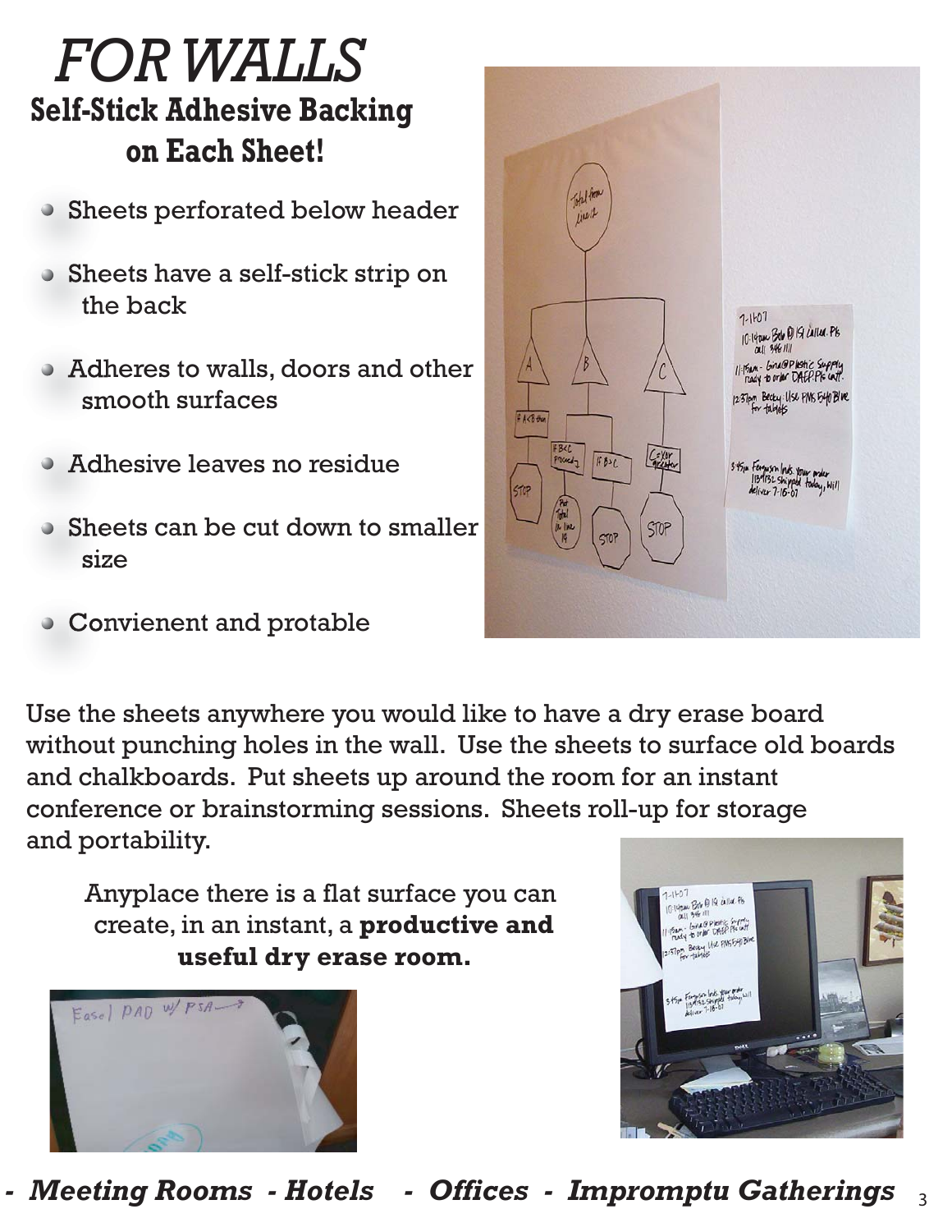# FOR WALLS

## Self-Stick Adhesive Backing on Each Sheet!

- Sheets perforated below header
- Sheets have a self-stick strip on the back
- Adheres to walls, doors and other smooth surfaces
- Adhesive leaves no residue
- Sheets can be cut down to smaller size
- Convienent and protable

Use the sheets anywhere you would like to have a dry erase board without punching holes in the wall. Use the sheets to surface old boards and chalkboards. Put sheets up around the room for an instant conference or brainstorming sessions. Sheets roll-up for storage and portability.

Anyplace there is a flat surface you can create, in an instant, a **productive and useful dry erase room.**

***- Meeting Rooms - Hotels - Offices - Impromptu Gatherings***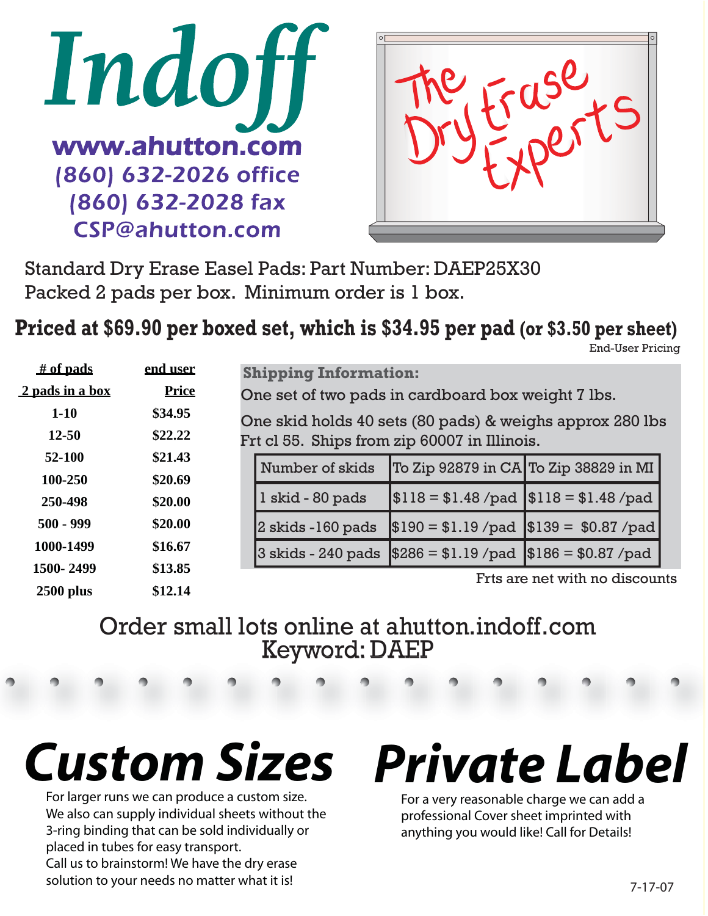# Indoff

www.ahutton.com
(860) 632-2026 office
(860) 632-2028 fax
CSP@ahutton.com

The Dry Erase Experts

Standard Dry Erase Easel Pads: Part Number: DAEP25X30
Packed 2 pads per box. Minimum order is 1 box.

**Priced at $69.90 per boxed set, which is $34.95 per pad (or $3.50 per sheet)**

End-User Pricing

| # of pads 2 pads in a box | end user Price |
|---|---|
| 1-10 | $34.95 |
| 12-50 | $22.22 |
| 52-100 | $21.43 |
| 100-250 | $20.69 |
| 250-498 | $20.00 |
| 500 - 999 | $20.00 |
| 1000-1499 | $16.67 |
| 1500- 2499 | $13.85 |
| 2500 plus | $12.14 |

**Shipping Information:**

One set of two pads in cardboard box weight 7 lbs.

One skid holds 40 sets (80 pads) & weighs approx 280 lbs Frt cl 55. Ships from zip 60007 in Illinois.

| Number of skids | To Zip 92879 in CA | To Zip 38829 in MI |
|---|---|---|
| 1 skid - 80 pads | $118 = $1.48 /pad | $118 = $1.48 /pad |
| 2 skids -160 pads | $190 = $1.19 /pad | $139 = $0.87 /pad |
| 3 skids - 240 pads | $286 = $1.19 /pad | $186 = $0.87 /pad |

Frts are net with no discounts

Order small lots online at ahutton.indoff.com
Keyword: DAEP

## Custom Sizes

For larger runs we can produce a custom size. We also can supply individual sheets without the 3-ring binding that can be sold individually or placed in tubes for easy transport.
Call us to brainstorm! We have the dry erase solution to your needs no matter what it is!

## Private Label

For a very reasonable charge we can add a professional Cover sheet imprinted with anything you would like! Call for Details!

7-17-07